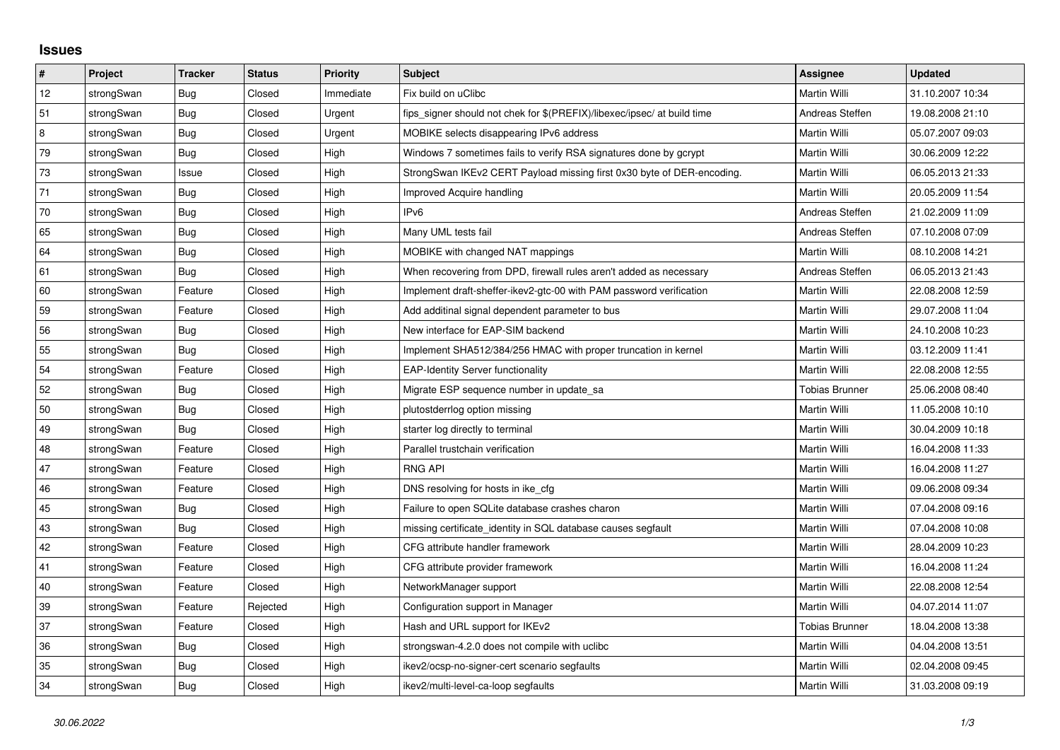## Issues

| # | Project | Tracker | Status | Priority | Subject | Assignee | Updated |
| --- | --- | --- | --- | --- | --- | --- | --- |
| 12 | strongSwan | Bug | Closed | Immediate | Fix build on uClibc | Martin Willi | 31.10.2007 10:34 |
| 51 | strongSwan | Bug | Closed | Urgent | fips_signer should not chek for $(PREFIX)/libexec/ipsec/ at build time | Andreas Steffen | 19.08.2008 21:10 |
| 8 | strongSwan | Bug | Closed | Urgent | MOBIKE selects disappearing IPv6 address | Martin Willi | 05.07.2007 09:03 |
| 79 | strongSwan | Bug | Closed | High | Windows 7 sometimes fails to verify RSA signatures done by gcrypt | Martin Willi | 30.06.2009 12:22 |
| 73 | strongSwan | Issue | Closed | High | StrongSwan IKEv2 CERT Payload missing first 0x30 byte of DER-encoding. | Martin Willi | 06.05.2013 21:33 |
| 71 | strongSwan | Bug | Closed | High | Improved Acquire handling | Martin Willi | 20.05.2009 11:54 |
| 70 | strongSwan | Bug | Closed | High | IPv6 | Andreas Steffen | 21.02.2009 11:09 |
| 65 | strongSwan | Bug | Closed | High | Many UML tests fail | Andreas Steffen | 07.10.2008 07:09 |
| 64 | strongSwan | Bug | Closed | High | MOBIKE with changed NAT mappings | Martin Willi | 08.10.2008 14:21 |
| 61 | strongSwan | Bug | Closed | High | When recovering from DPD, firewall rules aren't added as necessary | Andreas Steffen | 06.05.2013 21:43 |
| 60 | strongSwan | Feature | Closed | High | Implement draft-sheffer-ikev2-gtc-00 with PAM password verification | Martin Willi | 22.08.2008 12:59 |
| 59 | strongSwan | Feature | Closed | High | Add additinal signal dependent parameter to bus | Martin Willi | 29.07.2008 11:04 |
| 56 | strongSwan | Bug | Closed | High | New interface for EAP-SIM backend | Martin Willi | 24.10.2008 10:23 |
| 55 | strongSwan | Bug | Closed | High | Implement SHA512/384/256 HMAC with proper truncation in kernel | Martin Willi | 03.12.2009 11:41 |
| 54 | strongSwan | Feature | Closed | High | EAP-Identity Server functionality | Martin Willi | 22.08.2008 12:55 |
| 52 | strongSwan | Bug | Closed | High | Migrate ESP sequence number in update_sa | Tobias Brunner | 25.06.2008 08:40 |
| 50 | strongSwan | Bug | Closed | High | plutostderrlog option missing | Martin Willi | 11.05.2008 10:10 |
| 49 | strongSwan | Bug | Closed | High | starter log directly to terminal | Martin Willi | 30.04.2009 10:18 |
| 48 | strongSwan | Feature | Closed | High | Parallel trustchain verification | Martin Willi | 16.04.2008 11:33 |
| 47 | strongSwan | Feature | Closed | High | RNG API | Martin Willi | 16.04.2008 11:27 |
| 46 | strongSwan | Feature | Closed | High | DNS resolving for hosts in ike_cfg | Martin Willi | 09.06.2008 09:34 |
| 45 | strongSwan | Bug | Closed | High | Failure to open SQLite database crashes charon | Martin Willi | 07.04.2008 09:16 |
| 43 | strongSwan | Bug | Closed | High | missing certificate_identity in SQL database causes segfault | Martin Willi | 07.04.2008 10:08 |
| 42 | strongSwan | Feature | Closed | High | CFG attribute handler framework | Martin Willi | 28.04.2009 10:23 |
| 41 | strongSwan | Feature | Closed | High | CFG attribute provider framework | Martin Willi | 16.04.2008 11:24 |
| 40 | strongSwan | Feature | Closed | High | NetworkManager support | Martin Willi | 22.08.2008 12:54 |
| 39 | strongSwan | Feature | Rejected | High | Configuration support in Manager | Martin Willi | 04.07.2014 11:07 |
| 37 | strongSwan | Feature | Closed | High | Hash and URL support for IKEv2 | Tobias Brunner | 18.04.2008 13:38 |
| 36 | strongSwan | Bug | Closed | High | strongswan-4.2.0 does not compile with uclibc | Martin Willi | 04.04.2008 13:51 |
| 35 | strongSwan | Bug | Closed | High | ikev2/ocsp-no-signer-cert scenario segfaults | Martin Willi | 02.04.2008 09:45 |
| 34 | strongSwan | Bug | Closed | High | ikev2/multi-level-ca-loop segfaults | Martin Willi | 31.03.2008 09:19 |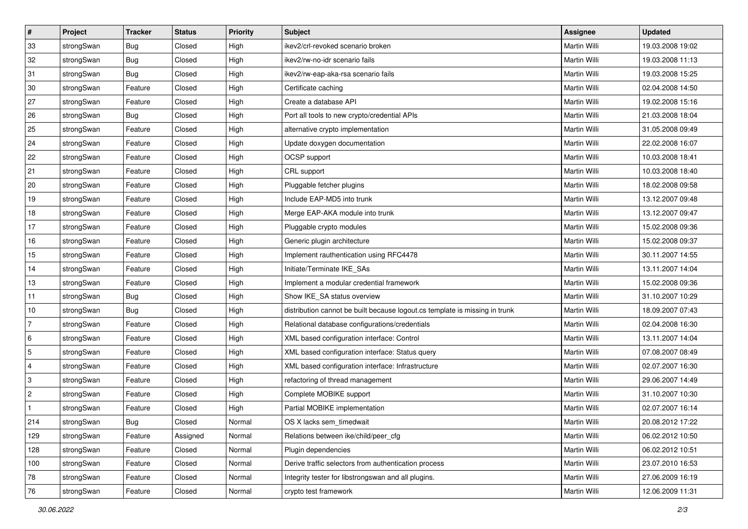| # | Project | Tracker | Status | Priority | Subject | Assignee | Updated |
|---|---|---|---|---|---|---|---|
| 33 | strongSwan | Bug | Closed | High | ikev2/crl-revoked scenario broken | Martin Willi | 19.03.2008 19:02 |
| 32 | strongSwan | Bug | Closed | High | ikev2/rw-no-idr scenario fails | Martin Willi | 19.03.2008 11:13 |
| 31 | strongSwan | Bug | Closed | High | ikev2/rw-eap-aka-rsa scenario fails | Martin Willi | 19.03.2008 15:25 |
| 30 | strongSwan | Feature | Closed | High | Certificate caching | Martin Willi | 02.04.2008 14:50 |
| 27 | strongSwan | Feature | Closed | High | Create a database API | Martin Willi | 19.02.2008 15:16 |
| 26 | strongSwan | Bug | Closed | High | Port all tools to new crypto/credential APIs | Martin Willi | 21.03.2008 18:04 |
| 25 | strongSwan | Feature | Closed | High | alternative crypto implementation | Martin Willi | 31.05.2008 09:49 |
| 24 | strongSwan | Feature | Closed | High | Update doxygen documentation | Martin Willi | 22.02.2008 16:07 |
| 22 | strongSwan | Feature | Closed | High | OCSP support | Martin Willi | 10.03.2008 18:41 |
| 21 | strongSwan | Feature | Closed | High | CRL support | Martin Willi | 10.03.2008 18:40 |
| 20 | strongSwan | Feature | Closed | High | Pluggable fetcher plugins | Martin Willi | 18.02.2008 09:58 |
| 19 | strongSwan | Feature | Closed | High | Include EAP-MD5 into trunk | Martin Willi | 13.12.2007 09:48 |
| 18 | strongSwan | Feature | Closed | High | Merge EAP-AKA module into trunk | Martin Willi | 13.12.2007 09:47 |
| 17 | strongSwan | Feature | Closed | High | Pluggable crypto modules | Martin Willi | 15.02.2008 09:36 |
| 16 | strongSwan | Feature | Closed | High | Generic plugin architecture | Martin Willi | 15.02.2008 09:37 |
| 15 | strongSwan | Feature | Closed | High | Implement rauthentication using RFC4478 | Martin Willi | 30.11.2007 14:55 |
| 14 | strongSwan | Feature | Closed | High | Initiate/Terminate IKE_SAs | Martin Willi | 13.11.2007 14:04 |
| 13 | strongSwan | Feature | Closed | High | Implement a modular credential framework | Martin Willi | 15.02.2008 09:36 |
| 11 | strongSwan | Bug | Closed | High | Show IKE_SA status overview | Martin Willi | 31.10.2007 10:29 |
| 10 | strongSwan | Bug | Closed | High | distribution cannot be built because logout.cs template is missing in trunk | Martin Willi | 18.09.2007 07:43 |
| 7 | strongSwan | Feature | Closed | High | Relational database configurations/credentials | Martin Willi | 02.04.2008 16:30 |
| 6 | strongSwan | Feature | Closed | High | XML based configuration interface: Control | Martin Willi | 13.11.2007 14:04 |
| 5 | strongSwan | Feature | Closed | High | XML based configuration interface: Status query | Martin Willi | 07.08.2007 08:49 |
| 4 | strongSwan | Feature | Closed | High | XML based configuration interface: Infrastructure | Martin Willi | 02.07.2007 16:30 |
| 3 | strongSwan | Feature | Closed | High | refactoring of thread management | Martin Willi | 29.06.2007 14:49 |
| 2 | strongSwan | Feature | Closed | High | Complete MOBIKE support | Martin Willi | 31.10.2007 10:30 |
| 1 | strongSwan | Feature | Closed | High | Partial MOBIKE implementation | Martin Willi | 02.07.2007 16:14 |
| 214 | strongSwan | Bug | Closed | Normal | OS X lacks sem_timedwait | Martin Willi | 20.08.2012 17:22 |
| 129 | strongSwan | Feature | Assigned | Normal | Relations between ike/child/peer_cfg | Martin Willi | 06.02.2012 10:50 |
| 128 | strongSwan | Feature | Closed | Normal | Plugin dependencies | Martin Willi | 06.02.2012 10:51 |
| 100 | strongSwan | Feature | Closed | Normal | Derive traffic selectors from authentication process | Martin Willi | 23.07.2010 16:53 |
| 78 | strongSwan | Feature | Closed | Normal | Integrity tester for libstrongswan and all plugins. | Martin Willi | 27.06.2009 16:19 |
| 76 | strongSwan | Feature | Closed | Normal | crypto test framework | Martin Willi | 12.06.2009 11:31 |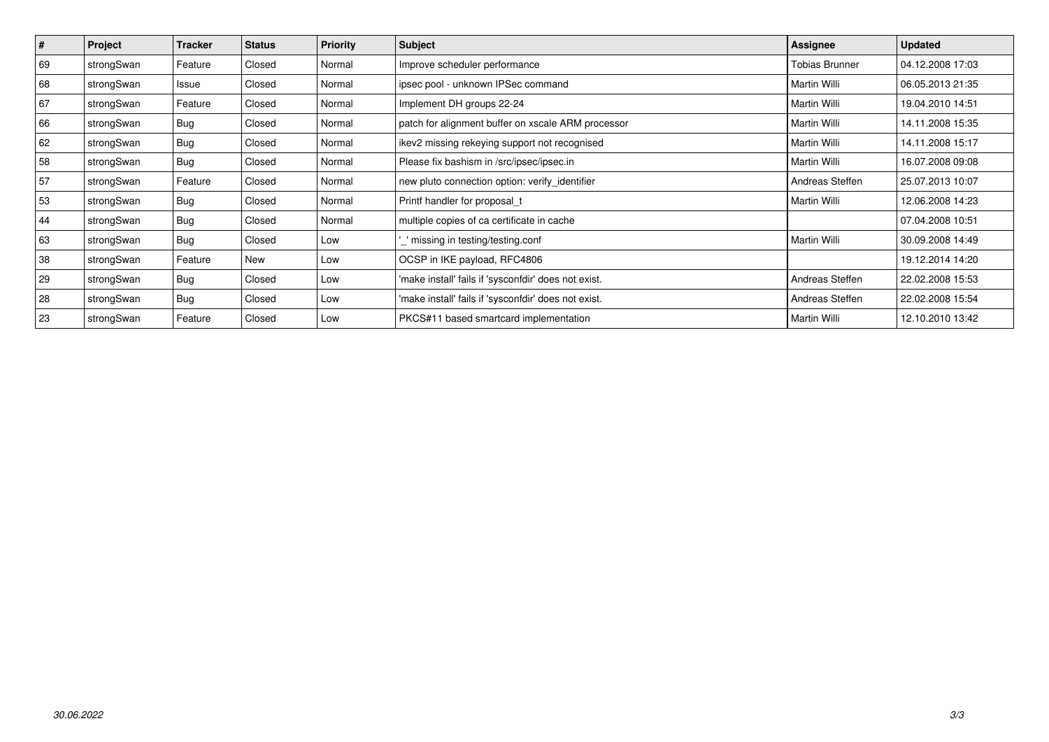| # | Project | Tracker | Status | Priority | Subject | Assignee | Updated |
|---|---|---|---|---|---|---|---|
| 69 | strongSwan | Feature | Closed | Normal | Improve scheduler performance | Tobias Brunner | 04.12.2008 17:03 |
| 68 | strongSwan | Issue | Closed | Normal | ipsec pool - unknown IPSec command | Martin Willi | 06.05.2013 21:35 |
| 67 | strongSwan | Feature | Closed | Normal | Implement DH groups 22-24 | Martin Willi | 19.04.2010 14:51 |
| 66 | strongSwan | Bug | Closed | Normal | patch for alignment buffer on xscale ARM processor | Martin Willi | 14.11.2008 15:35 |
| 62 | strongSwan | Bug | Closed | Normal | ikev2 missing rekeying support not recognised | Martin Willi | 14.11.2008 15:17 |
| 58 | strongSwan | Bug | Closed | Normal | Please fix bashism in /src/ipsec/ipsec.in | Martin Willi | 16.07.2008 09:08 |
| 57 | strongSwan | Feature | Closed | Normal | new pluto connection option: verify_identifier | Andreas Steffen | 25.07.2013 10:07 |
| 53 | strongSwan | Bug | Closed | Normal | Printf handler for proposal_t | Martin Willi | 12.06.2008 14:23 |
| 44 | strongSwan | Bug | Closed | Normal | multiple copies of ca certificate in cache | | 07.04.2008 10:51 |
| 63 | strongSwan | Bug | Closed | Low | '_' missing in testing/testing.conf | Martin Willi | 30.09.2008 14:49 |
| 38 | strongSwan | Feature | New | Low | OCSP in IKE payload, RFC4806 | | 19.12.2014 14:20 |
| 29 | strongSwan | Bug | Closed | Low | 'make install' fails if 'sysconfdir' does not exist. | Andreas Steffen | 22.02.2008 15:53 |
| 28 | strongSwan | Bug | Closed | Low | 'make install' fails if 'sysconfdir' does not exist. | Andreas Steffen | 22.02.2008 15:54 |
| 23 | strongSwan | Feature | Closed | Low | PKCS#11 based smartcard implementation | Martin Willi | 12.10.2010 13:42 |